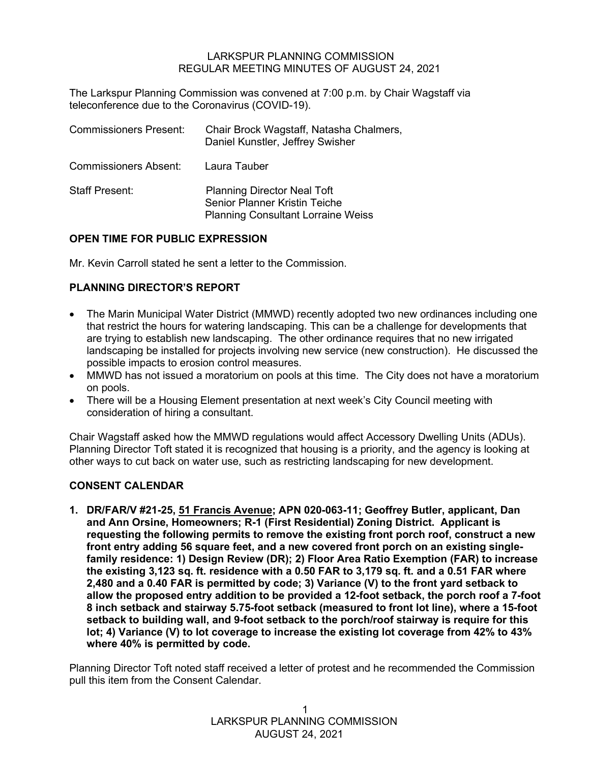LARKSPUR PLANNING COMMISSION
REGULAR MEETING MINUTES OF AUGUST 24, 2021

The Larkspur Planning Commission was convened at 7:00 p.m. by Chair Wagstaff via teleconference due to the Coronavirus (COVID-19).

| | |
|---|---|
| Commissioners Present: | Chair Brock Wagstaff, Natasha Chalmers, Daniel Kunstler, Jeffrey Swisher |
| Commissioners Absent: | Laura Tauber |
| Staff Present: | Planning Director Neal Toft<br>Senior Planner Kristin Teiche<br>Planning Consultant Lorraine Weiss |

## OPEN TIME FOR PUBLIC EXPRESSION

Mr. Kevin Carroll stated he sent a letter to the Commission.

## PLANNING DIRECTOR'S REPORT

- The Marin Municipal Water District (MMWD) recently adopted two new ordinances including one that restrict the hours for watering landscaping. This can be a challenge for developments that are trying to establish new landscaping. The other ordinance requires that no new irrigated landscaping be installed for projects involving new service (new construction). He discussed the possible impacts to erosion control measures.
- MMWD has not issued a moratorium on pools at this time. The City does not have a moratorium on pools.
- There will be a Housing Element presentation at next week's City Council meeting with consideration of hiring a consultant.

Chair Wagstaff asked how the MMWD regulations would affect Accessory Dwelling Units (ADUs). Planning Director Toft stated it is recognized that housing is a priority, and the agency is looking at other ways to cut back on water use, such as restricting landscaping for new development.

## CONSENT CALENDAR

**1. DR/FAR/V #21-25, 51 Francis Avenue; APN 020-063-11; Geoffrey Butler, applicant, Dan and Ann Orsine, Homeowners; R-1 (First Residential) Zoning District. Applicant is requesting the following permits to remove the existing front porch roof, construct a new front entry adding 56 square feet, and a new covered front porch on an existing single-family residence: 1) Design Review (DR); 2) Floor Area Ratio Exemption (FAR) to increase the existing 3,123 sq. ft. residence with a 0.50 FAR to 3,179 sq. ft. and a 0.51 FAR where 2,480 and a 0.40 FAR is permitted by code; 3) Variance (V) to the front yard setback to allow the proposed entry addition to be provided a 12-foot setback, the porch roof a 7-foot 8 inch setback and stairway 5.75-foot setback (measured to front lot line), where a 15-foot setback to building wall, and 9-foot setback to the porch/roof stairway is require for this lot; 4) Variance (V) to lot coverage to increase the existing lot coverage from 42% to 43% where 40% is permitted by code.**

Planning Director Toft noted staff received a letter of protest and he recommended the Commission pull this item from the Consent Calendar.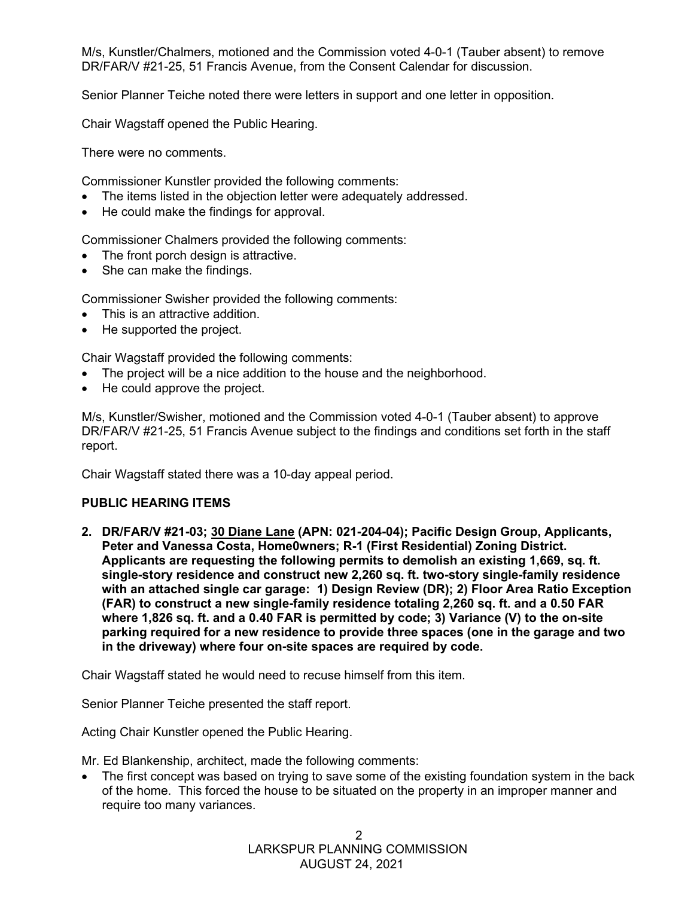M/s, Kunstler/Chalmers, motioned and the Commission voted 4-0-1 (Tauber absent) to remove DR/FAR/V #21-25, 51 Francis Avenue, from the Consent Calendar for discussion.

Senior Planner Teiche noted there were letters in support and one letter in opposition.

Chair Wagstaff opened the Public Hearing.

There were no comments.

Commissioner Kunstler provided the following comments:

- The items listed in the objection letter were adequately addressed.
- He could make the findings for approval.

Commissioner Chalmers provided the following comments:

- The front porch design is attractive.
- She can make the findings.

Commissioner Swisher provided the following comments:

- This is an attractive addition.
- He supported the project.

Chair Wagstaff provided the following comments:

- The project will be a nice addition to the house and the neighborhood.
- He could approve the project.

M/s, Kunstler/Swisher, motioned and the Commission voted 4-0-1 (Tauber absent) to approve DR/FAR/V #21-25, 51 Francis Avenue subject to the findings and conditions set forth in the staff report.

Chair Wagstaff stated there was a 10-day appeal period.

**PUBLIC HEARING ITEMS**

**2. DR/FAR/V #21-03; <u>30 Diane Lane</u> (APN: 021-204-04); Pacific Design Group, Applicants, Peter and Vanessa Costa, Home0wners; R-1 (First Residential) Zoning District. Applicants are requesting the following permits to demolish an existing 1,669, sq. ft. single-story residence and construct new 2,260 sq. ft. two-story single-family residence with an attached single car garage: 1) Design Review (DR); 2) Floor Area Ratio Exception (FAR) to construct a new single-family residence totaling 2,260 sq. ft. and a 0.50 FAR where 1,826 sq. ft. and a 0.40 FAR is permitted by code; 3) Variance (V) to the on-site parking required for a new residence to provide three spaces (one in the garage and two in the driveway) where four on-site spaces are required by code.**

Chair Wagstaff stated he would need to recuse himself from this item.

Senior Planner Teiche presented the staff report.

Acting Chair Kunstler opened the Public Hearing.

Mr. Ed Blankenship, architect, made the following comments:

- The first concept was based on trying to save some of the existing foundation system in the back of the home. This forced the house to be situated on the property in an improper manner and require too many variances.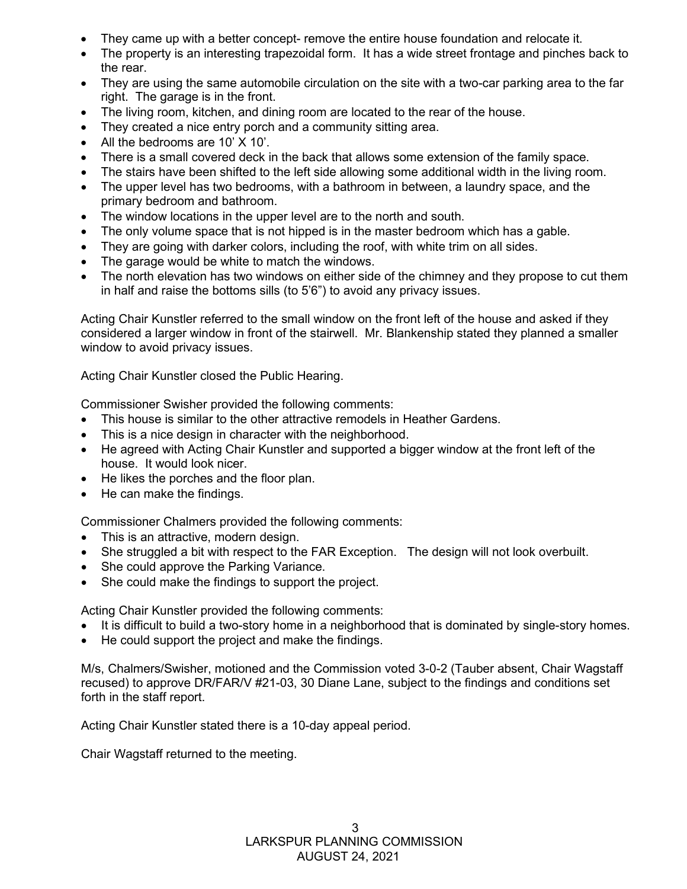- They came up with a better concept- remove the entire house foundation and relocate it.
- The property is an interesting trapezoidal form. It has a wide street frontage and pinches back to the rear.
- They are using the same automobile circulation on the site with a two-car parking area to the far right. The garage is in the front.
- The living room, kitchen, and dining room are located to the rear of the house.
- They created a nice entry porch and a community sitting area.
- All the bedrooms are 10' X 10'.
- There is a small covered deck in the back that allows some extension of the family space.
- The stairs have been shifted to the left side allowing some additional width in the living room.
- The upper level has two bedrooms, with a bathroom in between, a laundry space, and the primary bedroom and bathroom.
- The window locations in the upper level are to the north and south.
- The only volume space that is not hipped is in the master bedroom which has a gable.
- They are going with darker colors, including the roof, with white trim on all sides.
- The garage would be white to match the windows.
- The north elevation has two windows on either side of the chimney and they propose to cut them in half and raise the bottoms sills (to 5'6") to avoid any privacy issues.

Acting Chair Kunstler referred to the small window on the front left of the house and asked if they considered a larger window in front of the stairwell. Mr. Blankenship stated they planned a smaller window to avoid privacy issues.

Acting Chair Kunstler closed the Public Hearing.

Commissioner Swisher provided the following comments:

- This house is similar to the other attractive remodels in Heather Gardens.
- This is a nice design in character with the neighborhood.
- He agreed with Acting Chair Kunstler and supported a bigger window at the front left of the house. It would look nicer.
- He likes the porches and the floor plan.
- He can make the findings.

Commissioner Chalmers provided the following comments:

- This is an attractive, modern design.
- She struggled a bit with respect to the FAR Exception. The design will not look overbuilt.
- She could approve the Parking Variance.
- She could make the findings to support the project.

Acting Chair Kunstler provided the following comments:

- It is difficult to build a two-story home in a neighborhood that is dominated by single-story homes.
- He could support the project and make the findings.

M/s, Chalmers/Swisher, motioned and the Commission voted 3-0-2 (Tauber absent, Chair Wagstaff recused) to approve DR/FAR/V #21-03, 30 Diane Lane, subject to the findings and conditions set forth in the staff report.

Acting Chair Kunstler stated there is a 10-day appeal period.

Chair Wagstaff returned to the meeting.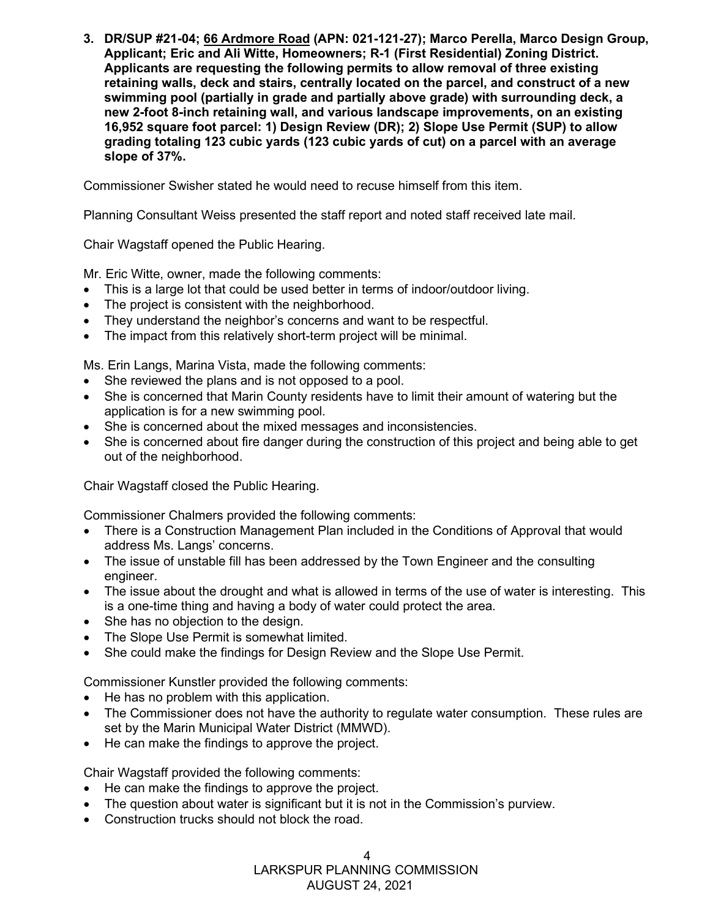**3. DR/SUP #21-04; 66 Ardmore Road (APN: 021-121-27); Marco Perella, Marco Design Group, Applicant; Eric and Ali Witte, Homeowners; R-1 (First Residential) Zoning District. Applicants are requesting the following permits to allow removal of three existing retaining walls, deck and stairs, centrally located on the parcel, and construct of a new swimming pool (partially in grade and partially above grade) with surrounding deck, a new 2-foot 8-inch retaining wall, and various landscape improvements, on an existing 16,952 square foot parcel: 1) Design Review (DR); 2) Slope Use Permit (SUP) to allow grading totaling 123 cubic yards (123 cubic yards of cut) on a parcel with an average slope of 37%.**

Commissioner Swisher stated he would need to recuse himself from this item.

Planning Consultant Weiss presented the staff report and noted staff received late mail.

Chair Wagstaff opened the Public Hearing.

Mr. Eric Witte, owner, made the following comments:

- This is a large lot that could be used better in terms of indoor/outdoor living.
- The project is consistent with the neighborhood.
- They understand the neighbor's concerns and want to be respectful.
- The impact from this relatively short-term project will be minimal.

Ms. Erin Langs, Marina Vista, made the following comments:

- She reviewed the plans and is not opposed to a pool.
- She is concerned that Marin County residents have to limit their amount of watering but the application is for a new swimming pool.
- She is concerned about the mixed messages and inconsistencies.
- She is concerned about fire danger during the construction of this project and being able to get out of the neighborhood.

Chair Wagstaff closed the Public Hearing.

Commissioner Chalmers provided the following comments:

- There is a Construction Management Plan included in the Conditions of Approval that would address Ms. Langs' concerns.
- The issue of unstable fill has been addressed by the Town Engineer and the consulting engineer.
- The issue about the drought and what is allowed in terms of the use of water is interesting. This is a one-time thing and having a body of water could protect the area.
- She has no objection to the design.
- The Slope Use Permit is somewhat limited.
- She could make the findings for Design Review and the Slope Use Permit.

Commissioner Kunstler provided the following comments:

- He has no problem with this application.
- The Commissioner does not have the authority to regulate water consumption. These rules are set by the Marin Municipal Water District (MMWD).
- He can make the findings to approve the project.

Chair Wagstaff provided the following comments:

- He can make the findings to approve the project.
- The question about water is significant but it is not in the Commission's purview.
- Construction trucks should not block the road.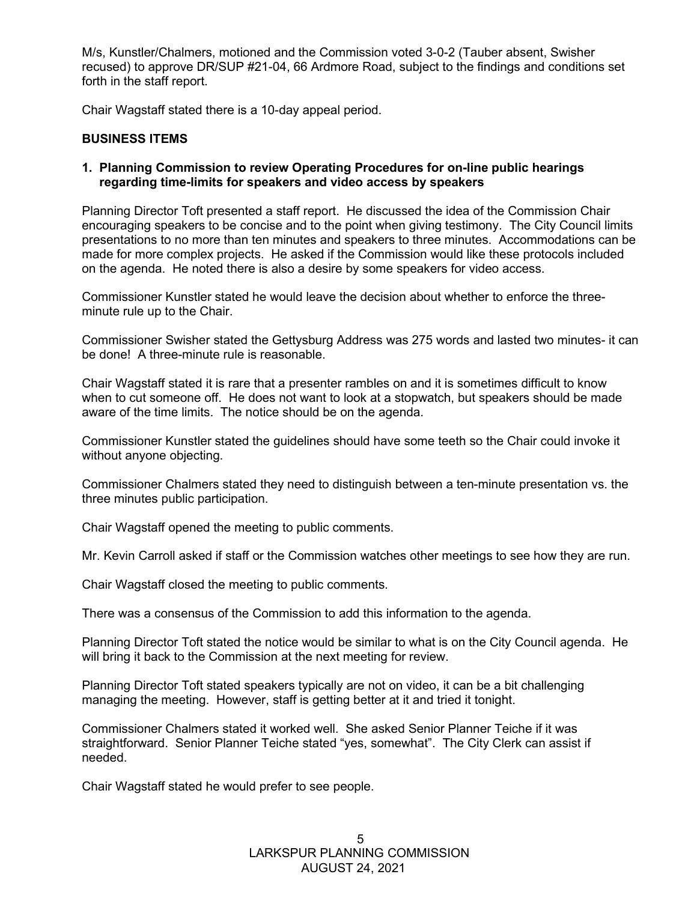M/s, Kunstler/Chalmers, motioned and the Commission voted 3-0-2 (Tauber absent, Swisher recused) to approve DR/SUP #21-04, 66 Ardmore Road, subject to the findings and conditions set forth in the staff report.

Chair Wagstaff stated there is a 10-day appeal period.

**BUSINESS ITEMS**

**1. Planning Commission to review Operating Procedures for on-line public hearings regarding time-limits for speakers and video access by speakers**

Planning Director Toft presented a staff report. He discussed the idea of the Commission Chair encouraging speakers to be concise and to the point when giving testimony. The City Council limits presentations to no more than ten minutes and speakers to three minutes. Accommodations can be made for more complex projects. He asked if the Commission would like these protocols included on the agenda. He noted there is also a desire by some speakers for video access.

Commissioner Kunstler stated he would leave the decision about whether to enforce the three-minute rule up to the Chair.

Commissioner Swisher stated the Gettysburg Address was 275 words and lasted two minutes- it can be done! A three-minute rule is reasonable.

Chair Wagstaff stated it is rare that a presenter rambles on and it is sometimes difficult to know when to cut someone off. He does not want to look at a stopwatch, but speakers should be made aware of the time limits. The notice should be on the agenda.

Commissioner Kunstler stated the guidelines should have some teeth so the Chair could invoke it without anyone objecting.

Commissioner Chalmers stated they need to distinguish between a ten-minute presentation vs. the three minutes public participation.

Chair Wagstaff opened the meeting to public comments.

Mr. Kevin Carroll asked if staff or the Commission watches other meetings to see how they are run.

Chair Wagstaff closed the meeting to public comments.

There was a consensus of the Commission to add this information to the agenda.

Planning Director Toft stated the notice would be similar to what is on the City Council agenda. He will bring it back to the Commission at the next meeting for review.

Planning Director Toft stated speakers typically are not on video, it can be a bit challenging managing the meeting. However, staff is getting better at it and tried it tonight.

Commissioner Chalmers stated it worked well. She asked Senior Planner Teiche if it was straightforward. Senior Planner Teiche stated "yes, somewhat". The City Clerk can assist if needed.

Chair Wagstaff stated he would prefer to see people.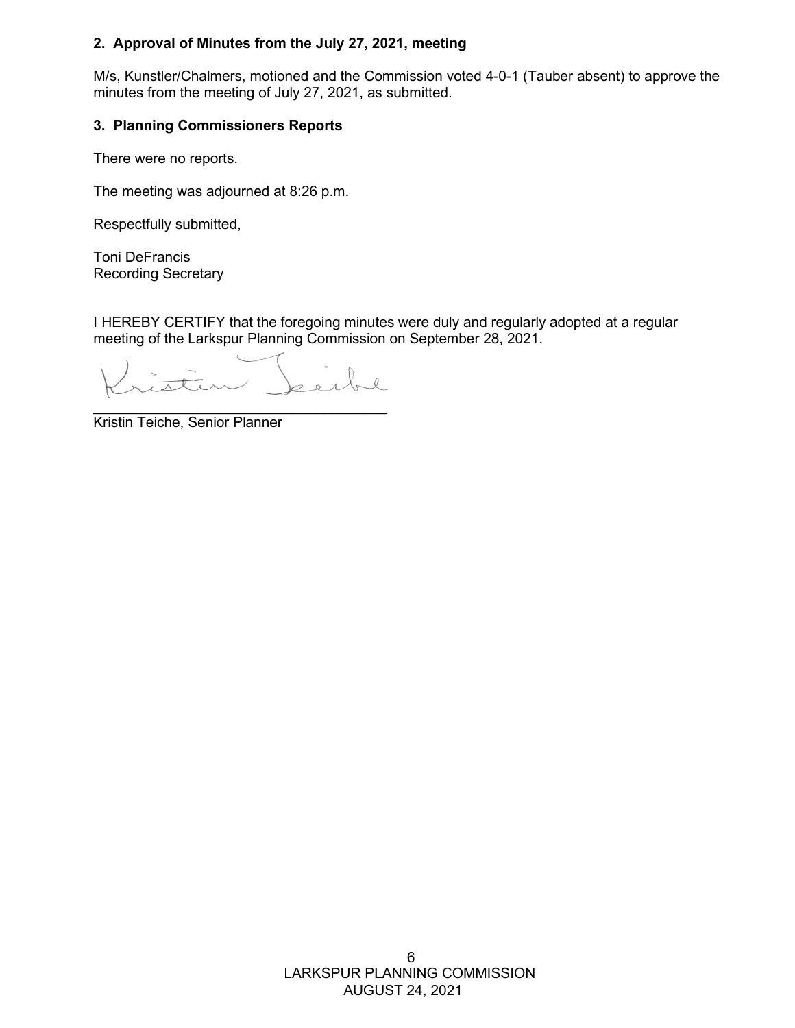**2. Approval of Minutes from the July 27, 2021, meeting**

M/s, Kunstler/Chalmers, motioned and the Commission voted 4-0-1 (Tauber absent) to approve the minutes from the meeting of July 27, 2021, as submitted.

**3. Planning Commissioners Reports**

There were no reports.

The meeting was adjourned at 8:26 p.m.

Respectfully submitted,

Toni DeFrancis
Recording Secretary

I HEREBY CERTIFY that the foregoing minutes were duly and regularly adopted at a regular meeting of the Larkspur Planning Commission on September 28, 2021.

\_\_\_\_\_\_\_\_\_\_\_\_\_\_\_\_\_\_\_\_\_\_\_\_\_\_\_\_\_\_\_\_\_\_\_\_\_\_\_\_
Kristin Teiche, Senior Planner